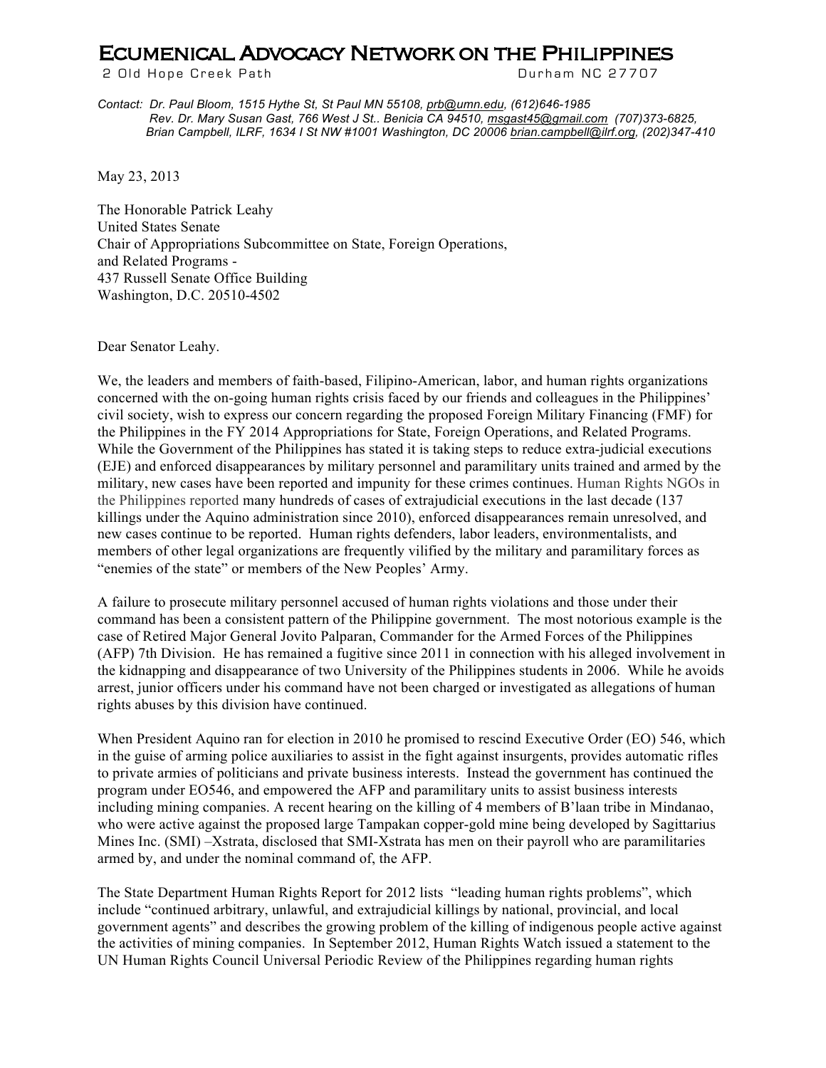# Ecumenical Advocacy Network on the Philippines

2 Old Hope Creek Path Durham NC 27707

*Contact: Dr. Paul Bloom, 1515 Hythe St, St Paul MN 55108, prb@umn.edu, (612)646-1985*
*Rev. Dr. Mary Susan Gast, 766 West J St.. Benicia CA 94510, msgast45@gmail.com (707)373-6825,*
*Brian Campbell, ILRF, 1634 I St NW #1001 Washington, DC 20006 brian.campbell@ilrf.org, (202)347-410*

May 23, 2013

The Honorable Patrick Leahy
United States Senate
Chair of Appropriations Subcommittee on State, Foreign Operations,
and Related Programs -
437 Russell Senate Office Building
Washington, D.C. 20510-4502

Dear Senator Leahy.

We, the leaders and members of faith-based, Filipino-American, labor, and human rights organizations concerned with the on-going human rights crisis faced by our friends and colleagues in the Philippines' civil society, wish to express our concern regarding the proposed Foreign Military Financing (FMF) for the Philippines in the FY 2014 Appropriations for State, Foreign Operations, and Related Programs. While the Government of the Philippines has stated it is taking steps to reduce extra-judicial executions (EJE) and enforced disappearances by military personnel and paramilitary units trained and armed by the military, new cases have been reported and impunity for these crimes continues. Human Rights NGOs in the Philippines reported many hundreds of cases of extrajudicial executions in the last decade (137 killings under the Aquino administration since 2010), enforced disappearances remain unresolved, and new cases continue to be reported. Human rights defenders, labor leaders, environmentalists, and members of other legal organizations are frequently vilified by the military and paramilitary forces as "enemies of the state" or members of the New Peoples' Army.

A failure to prosecute military personnel accused of human rights violations and those under their command has been a consistent pattern of the Philippine government. The most notorious example is the case of Retired Major General Jovito Palparan, Commander for the Armed Forces of the Philippines (AFP) 7th Division. He has remained a fugitive since 2011 in connection with his alleged involvement in the kidnapping and disappearance of two University of the Philippines students in 2006. While he avoids arrest, junior officers under his command have not been charged or investigated as allegations of human rights abuses by this division have continued.

When President Aquino ran for election in 2010 he promised to rescind Executive Order (EO) 546, which in the guise of arming police auxiliaries to assist in the fight against insurgents, provides automatic rifles to private armies of politicians and private business interests. Instead the government has continued the program under EO546, and empowered the AFP and paramilitary units to assist business interests including mining companies. A recent hearing on the killing of 4 members of B'laan tribe in Mindanao, who were active against the proposed large Tampakan copper-gold mine being developed by Sagittarius Mines Inc. (SMI) –Xstrata, disclosed that SMI-Xstrata has men on their payroll who are paramilitaries armed by, and under the nominal command of, the AFP.

The State Department Human Rights Report for 2012 lists "leading human rights problems", which include "continued arbitrary, unlawful, and extrajudicial killings by national, provincial, and local government agents" and describes the growing problem of the killing of indigenous people active against the activities of mining companies. In September 2012, Human Rights Watch issued a statement to the UN Human Rights Council Universal Periodic Review of the Philippines regarding human rights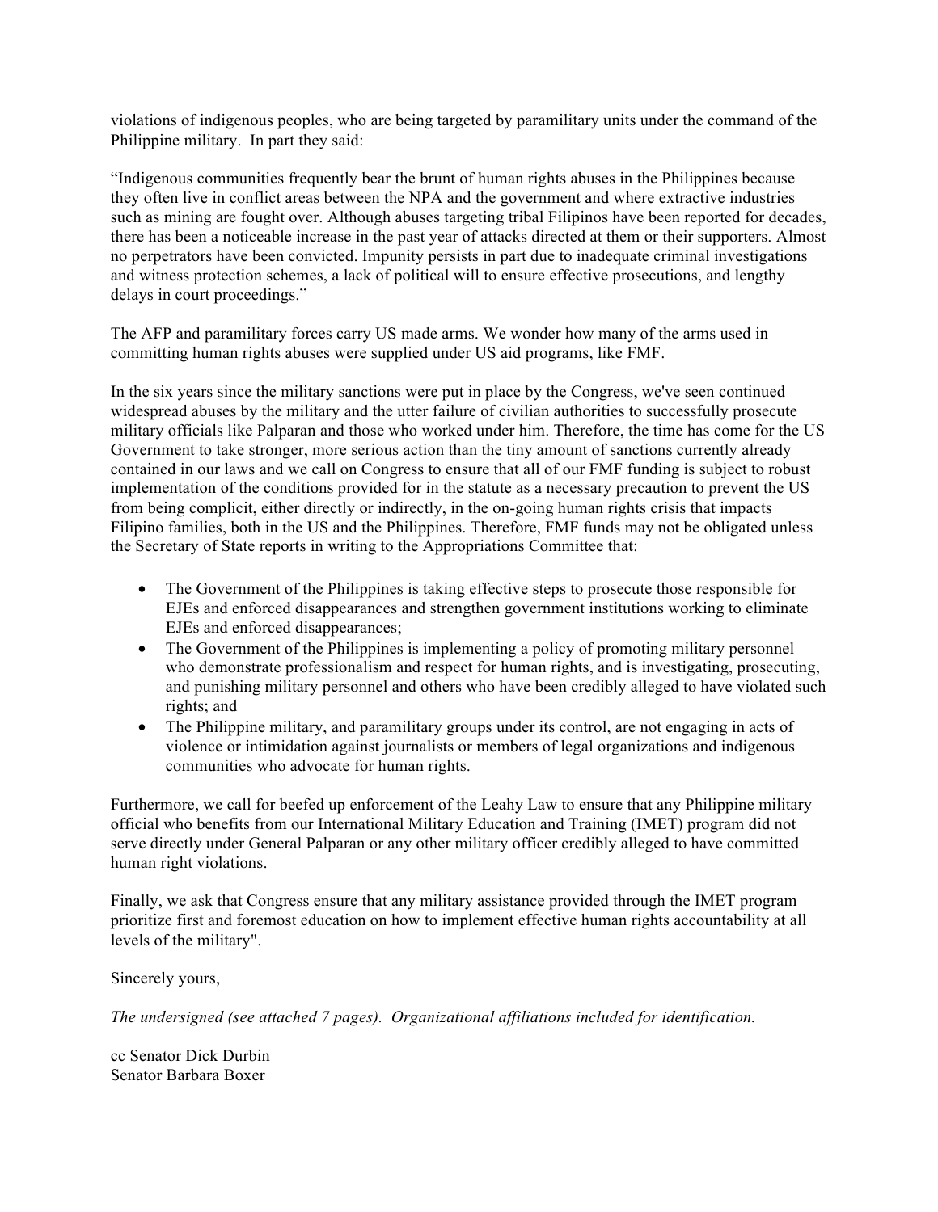violations of indigenous peoples, who are being targeted by paramilitary units under the command of the Philippine military. In part they said:

"Indigenous communities frequently bear the brunt of human rights abuses in the Philippines because they often live in conflict areas between the NPA and the government and where extractive industries such as mining are fought over. Although abuses targeting tribal Filipinos have been reported for decades, there has been a noticeable increase in the past year of attacks directed at them or their supporters. Almost no perpetrators have been convicted. Impunity persists in part due to inadequate criminal investigations and witness protection schemes, a lack of political will to ensure effective prosecutions, and lengthy delays in court proceedings."

The AFP and paramilitary forces carry US made arms. We wonder how many of the arms used in committing human rights abuses were supplied under US aid programs, like FMF.

In the six years since the military sanctions were put in place by the Congress, we've seen continued widespread abuses by the military and the utter failure of civilian authorities to successfully prosecute military officials like Palparan and those who worked under him. Therefore, the time has come for the US Government to take stronger, more serious action than the tiny amount of sanctions currently already contained in our laws and we call on Congress to ensure that all of our FMF funding is subject to robust implementation of the conditions provided for in the statute as a necessary precaution to prevent the US from being complicit, either directly or indirectly, in the on-going human rights crisis that impacts Filipino families, both in the US and the Philippines. Therefore, FMF funds may not be obligated unless the Secretary of State reports in writing to the Appropriations Committee that:

- The Government of the Philippines is taking effective steps to prosecute those responsible for EJEs and enforced disappearances and strengthen government institutions working to eliminate EJEs and enforced disappearances;
- The Government of the Philippines is implementing a policy of promoting military personnel who demonstrate professionalism and respect for human rights, and is investigating, prosecuting, and punishing military personnel and others who have been credibly alleged to have violated such rights; and
- The Philippine military, and paramilitary groups under its control, are not engaging in acts of violence or intimidation against journalists or members of legal organizations and indigenous communities who advocate for human rights.

Furthermore, we call for beefed up enforcement of the Leahy Law to ensure that any Philippine military official who benefits from our International Military Education and Training (IMET) program did not serve directly under General Palparan or any other military officer credibly alleged to have committed human right violations.

Finally, we ask that Congress ensure that any military assistance provided through the IMET program prioritize first and foremost education on how to implement effective human rights accountability at all levels of the military".

Sincerely yours,

*The undersigned (see attached 7 pages). Organizational affiliations included for identification.*

cc Senator Dick Durbin
Senator Barbara Boxer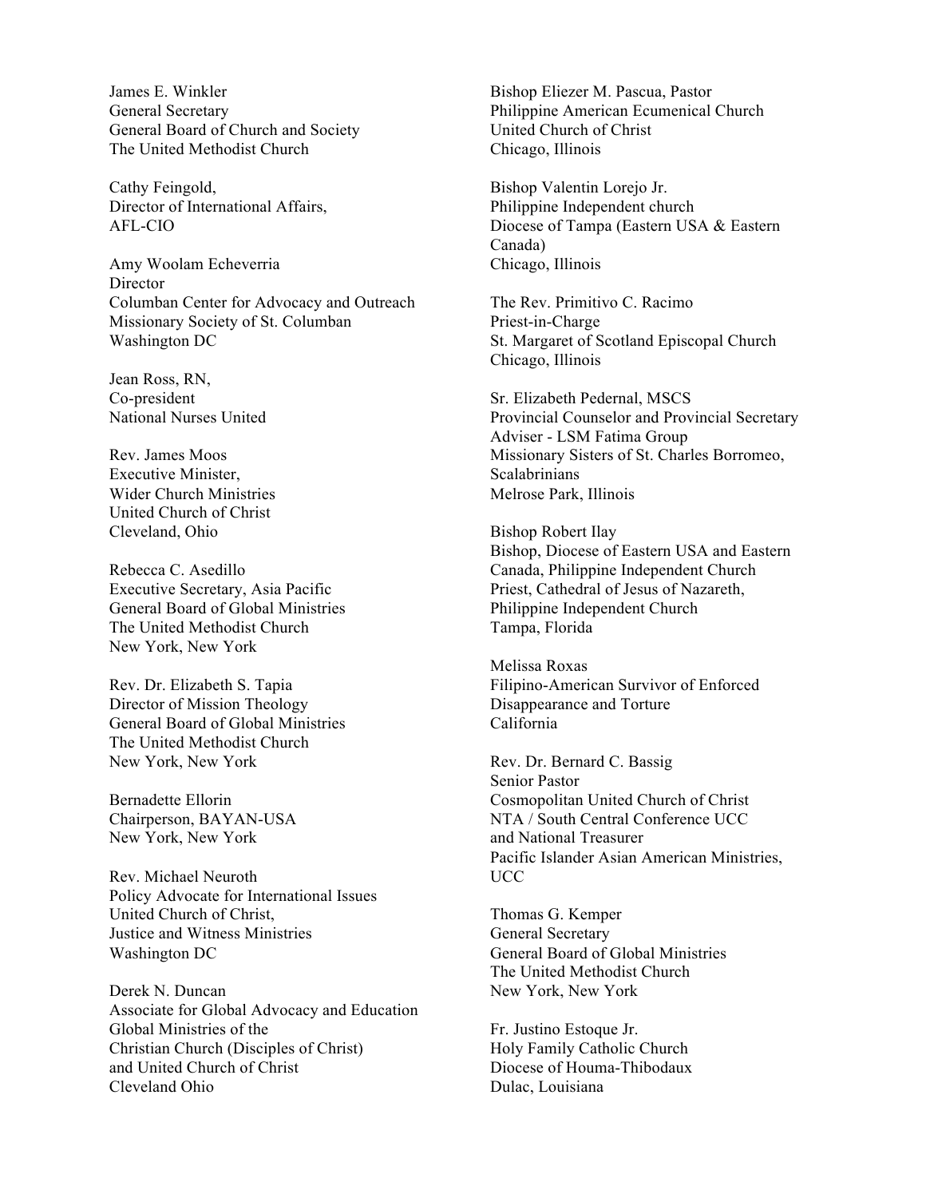James E. Winkler
General Secretary
General Board of Church and Society
The United Methodist Church

Cathy Feingold,
Director of International Affairs,
AFL-CIO

Amy Woolam Echeverria
Director
Columban Center for Advocacy and Outreach
Missionary Society of St. Columban
Washington DC

Jean Ross, RN,
Co-president
National Nurses United

Rev. James Moos
Executive Minister,
Wider Church Ministries
United Church of Christ
Cleveland, Ohio

Rebecca C. Asedillo
Executive Secretary, Asia Pacific
General Board of Global Ministries
The United Methodist Church
New York, New York

Rev. Dr. Elizabeth S. Tapia
Director of Mission Theology
General Board of Global Ministries
The United Methodist Church
New York, New York

Bernadette Ellorin
Chairperson, BAYAN-USA
New York, New York

Rev. Michael Neuroth
Policy Advocate for International Issues
United Church of Christ,
Justice and Witness Ministries
Washington DC

Derek N. Duncan
Associate for Global Advocacy and Education
Global Ministries of the
Christian Church (Disciples of Christ)
and United Church of Christ
Cleveland Ohio

Bishop Eliezer M. Pascua, Pastor
Philippine American Ecumenical Church
United Church of Christ
Chicago, Illinois

Bishop Valentin Lorejo Jr.
Philippine Independent church
Diocese of Tampa (Eastern USA & Eastern Canada)
Chicago, Illinois

The Rev. Primitivo C. Racimo
Priest-in-Charge
St. Margaret of Scotland Episcopal Church
Chicago, Illinois

Sr. Elizabeth Pedernal, MSCS
Provincial Counselor and Provincial Secretary
Adviser - LSM Fatima Group
Missionary Sisters of St. Charles Borromeo, Scalabrinians
Melrose Park, Illinois

Bishop Robert Ilay
Bishop, Diocese of Eastern USA and Eastern Canada, Philippine Independent Church
Priest, Cathedral of Jesus of Nazareth,
Philippine Independent Church
Tampa, Florida

Melissa Roxas
Filipino-American Survivor of Enforced Disappearance and Torture
California

Rev. Dr. Bernard C. Bassig
Senior Pastor
Cosmopolitan United Church of Christ
NTA / South Central Conference UCC
and National Treasurer
Pacific Islander Asian American Ministries, UCC

Thomas G. Kemper
General Secretary
General Board of Global Ministries
The United Methodist Church
New York, New York

Fr. Justino Estoque Jr.
Holy Family Catholic Church
Diocese of Houma-Thibodaux
Dulac, Louisiana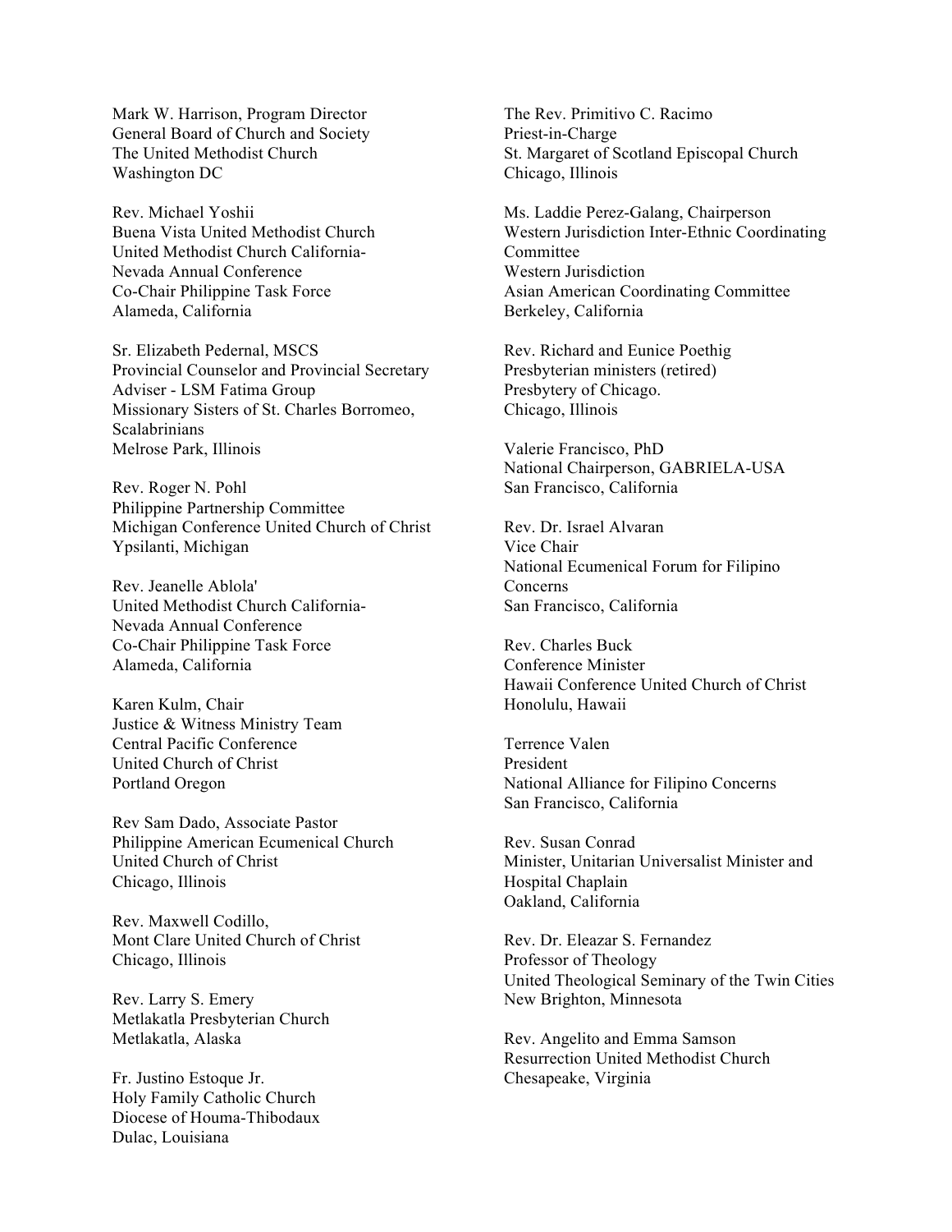Mark W. Harrison, Program Director
General Board of Church and Society
The United Methodist Church
Washington DC

Rev. Michael Yoshii
Buena Vista United Methodist Church
United Methodist Church California-
Nevada Annual Conference
Co-Chair Philippine Task Force
Alameda, California

Sr. Elizabeth Pedernal, MSCS
Provincial Counselor and Provincial Secretary
Adviser - LSM Fatima Group
Missionary Sisters of St. Charles Borromeo,
Scalabrinians
Melrose Park, Illinois

Rev. Roger N. Pohl
Philippine Partnership Committee
Michigan Conference United Church of Christ
Ypsilanti, Michigan

Rev. Jeanelle Ablola'
United Methodist Church California-
Nevada Annual Conference
Co-Chair Philippine Task Force
Alameda, California

Karen Kulm, Chair
Justice & Witness Ministry Team
Central Pacific Conference
United Church of Christ
Portland Oregon

Rev Sam Dado, Associate Pastor
Philippine American Ecumenical Church
United Church of Christ
Chicago, Illinois

Rev. Maxwell Codillo,
Mont Clare United Church of Christ
Chicago, Illinois

Rev. Larry S. Emery
Metlakatla Presbyterian Church
Metlakatla, Alaska

Fr. Justino Estoque Jr.
Holy Family Catholic Church
Diocese of Houma-Thibodaux
Dulac, Louisiana

The Rev. Primitivo C. Racimo
Priest-in-Charge
St. Margaret of Scotland Episcopal Church
Chicago, Illinois

Ms. Laddie Perez-Galang, Chairperson
Western Jurisdiction Inter-Ethnic Coordinating
Committee
Western Jurisdiction
Asian American Coordinating Committee
Berkeley, California

Rev. Richard and Eunice Poethig
Presbyterian ministers (retired)
Presbytery of Chicago.
Chicago, Illinois

Valerie Francisco, PhD
National Chairperson, GABRIELA-USA
San Francisco, California

Rev. Dr. Israel Alvaran
Vice Chair
National Ecumenical Forum for Filipino
Concerns
San Francisco, California

Rev. Charles Buck
Conference Minister
Hawaii Conference United Church of Christ
Honolulu, Hawaii

Terrence Valen
President
National Alliance for Filipino Concerns
San Francisco, California

Rev. Susan Conrad
Minister, Unitarian Universalist Minister and
Hospital Chaplain
Oakland, California

Rev. Dr. Eleazar S. Fernandez
Professor of Theology
United Theological Seminary of the Twin Cities
New Brighton, Minnesota

Rev. Angelito and Emma Samson
Resurrection United Methodist Church
Chesapeake, Virginia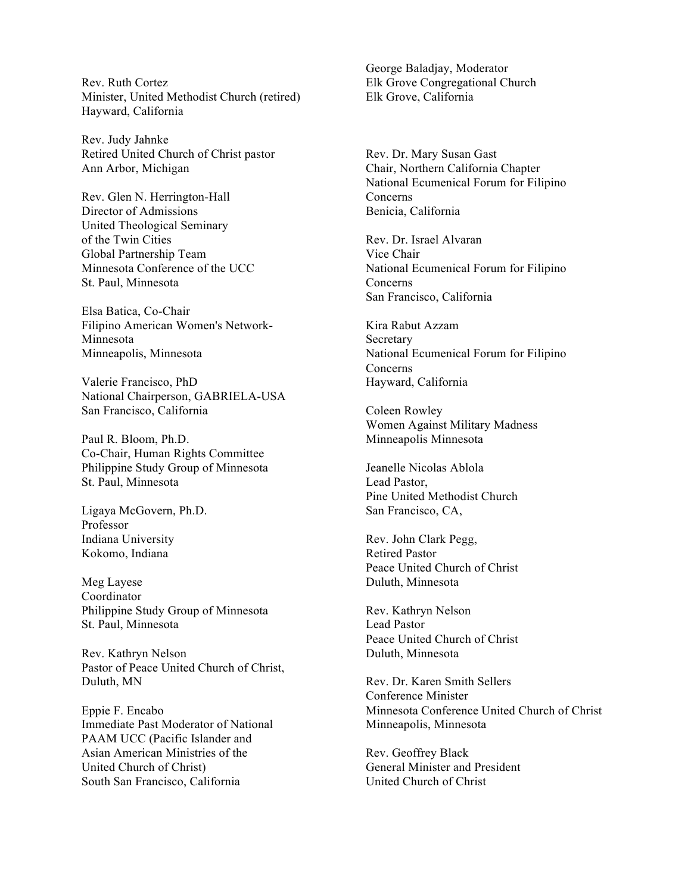Rev. Ruth Cortez
Minister, United Methodist Church (retired)
Hayward, California

Rev. Judy Jahnke
Retired United Church of Christ pastor
Ann Arbor, Michigan

Rev. Glen N. Herrington-Hall
Director of Admissions
United Theological Seminary
of the Twin Cities
Global Partnership Team
Minnesota Conference of the UCC
St. Paul, Minnesota

Elsa Batica, Co-Chair
Filipino American Women's Network-
Minnesota
Minneapolis, Minnesota

Valerie Francisco, PhD
National Chairperson, GABRIELA-USA
San Francisco, California

Paul R. Bloom, Ph.D.
Co-Chair, Human Rights Committee
Philippine Study Group of Minnesota
St. Paul, Minnesota

Ligaya McGovern, Ph.D.
Professor
Indiana University
Kokomo, Indiana

Meg Layese
Coordinator
Philippine Study Group of Minnesota
St. Paul, Minnesota

Rev. Kathryn Nelson
Pastor of Peace United Church of Christ,
Duluth, MN

Eppie F. Encabo
Immediate Past Moderator of National
PAAM UCC (Pacific Islander and
Asian American Ministries of the
United Church of Christ)
South San Francisco, California

George Baladjay, Moderator
Elk Grove Congregational Church
Elk Grove, California

Rev. Dr. Mary Susan Gast
Chair, Northern California Chapter
National Ecumenical Forum for Filipino
Concerns
Benicia, California

Rev. Dr. Israel Alvaran
Vice Chair
National Ecumenical Forum for Filipino
Concerns
San Francisco, California

Kira Rabut Azzam
Secretary
National Ecumenical Forum for Filipino
Concerns
Hayward, California

Coleen Rowley
Women Against Military Madness
Minneapolis Minnesota

Jeanelle Nicolas Ablola
Lead Pastor,
Pine United Methodist Church
San Francisco, CA,

Rev. John Clark Pegg,
Retired Pastor
Peace United Church of Christ
Duluth, Minnesota

Rev. Kathryn Nelson
Lead Pastor
Peace United Church of Christ
Duluth, Minnesota

Rev. Dr. Karen Smith Sellers
Conference Minister
Minnesota Conference United Church of Christ
Minneapolis, Minnesota

Rev. Geoffrey Black
General Minister and President
United Church of Christ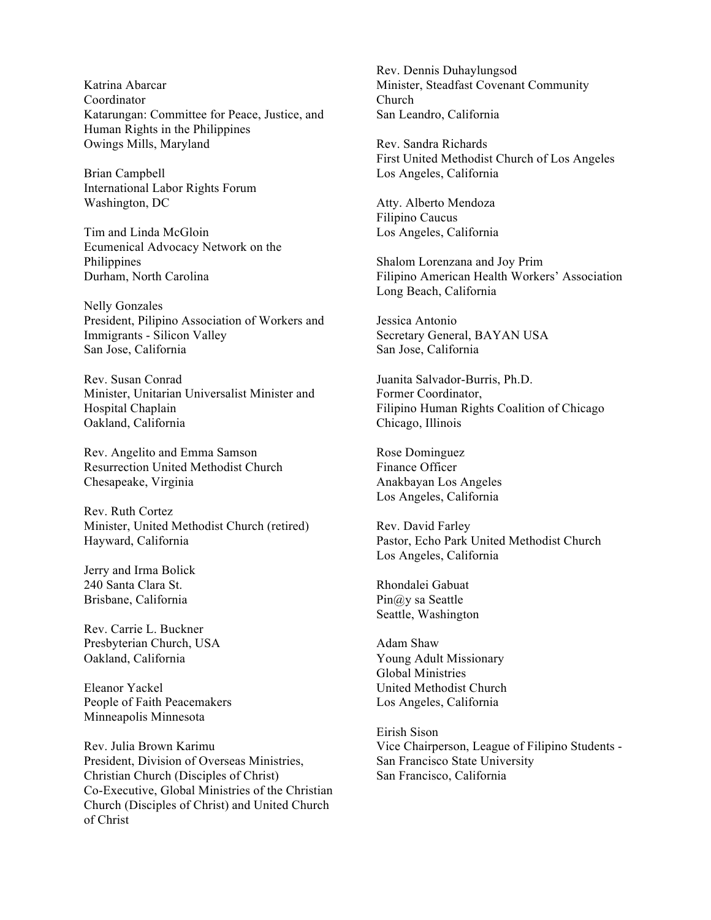Katrina Abarcar
Coordinator
Katarungan: Committee for Peace, Justice, and Human Rights in the Philippines
Owings Mills, Maryland

Brian Campbell
International Labor Rights Forum
Washington, DC

Tim and Linda McGloin
Ecumenical Advocacy Network on the Philippines
Durham, North Carolina

Nelly Gonzales
President, Pilipino Association of Workers and Immigrants - Silicon Valley
San Jose, California

Rev. Susan Conrad
Minister, Unitarian Universalist Minister and Hospital Chaplain
Oakland, California

Rev. Angelito and Emma Samson
Resurrection United Methodist Church
Chesapeake, Virginia

Rev. Ruth Cortez
Minister, United Methodist Church (retired)
Hayward, California

Jerry and Irma Bolick
240 Santa Clara St.
Brisbane, California

Rev. Carrie L. Buckner
Presbyterian Church, USA
Oakland, California

Eleanor Yackel
People of Faith Peacemakers
Minneapolis Minnesota

Rev. Julia Brown Karimu
President, Division of Overseas Ministries, Christian Church (Disciples of Christ)
Co-Executive, Global Ministries of the Christian Church (Disciples of Christ) and United Church of Christ

Rev. Dennis Duhaylungsod
Minister, Steadfast Covenant Community Church
San Leandro, California

Rev. Sandra Richards
First United Methodist Church of Los Angeles
Los Angeles, California

Atty. Alberto Mendoza
Filipino Caucus
Los Angeles, California

Shalom Lorenzana and Joy Prim
Filipino American Health Workers' Association
Long Beach, California

Jessica Antonio
Secretary General, BAYAN USA
San Jose, California

Juanita Salvador-Burris, Ph.D.
Former Coordinator,
Filipino Human Rights Coalition of Chicago
Chicago, Illinois

Rose Dominguez
Finance Officer
Anakbayan Los Angeles
Los Angeles, California

Rev. David Farley
Pastor, Echo Park United Methodist Church
Los Angeles, California

Rhondalei Gabuat
Pin@y sa Seattle
Seattle, Washington

Adam Shaw
Young Adult Missionary
Global Ministries
United Methodist Church
Los Angeles, California

Eirish Sison
Vice Chairperson, League of Filipino Students - San Francisco State University
San Francisco, California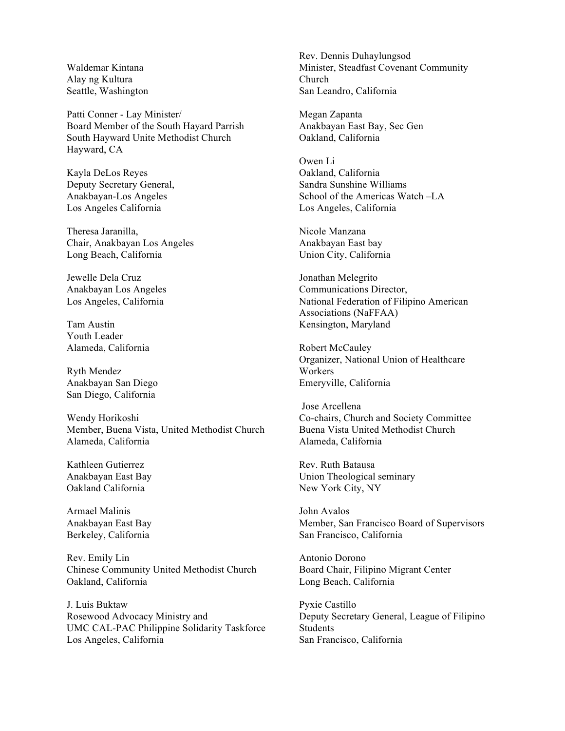Waldemar Kintana
Alay ng Kultura
Seattle, Washington

Patti Conner - Lay Minister/
Board Member of the South Hayard Parrish
South Hayward Unite Methodist Church
Hayward, CA

Kayla DeLos Reyes
Deputy Secretary General,
Anakbayan-Los Angeles
Los Angeles California

Theresa Jaranilla,
Chair, Anakbayan Los Angeles
Long Beach, California

Jewelle Dela Cruz
Anakbayan Los Angeles
Los Angeles, California

Tam Austin
Youth Leader
Alameda, California

Ryth Mendez
Anakbayan San Diego
San Diego, California

Wendy Horikoshi
Member, Buena Vista, United Methodist Church
Alameda, California

Kathleen Gutierrez
Anakbayan East Bay
Oakland California

Armael Malinis
Anakbayan East Bay
Berkeley, California

Rev. Emily Lin
Chinese Community United Methodist Church
Oakland, California

J. Luis Buktaw
Rosewood Advocacy Ministry and
UMC CAL-PAC Philippine Solidarity Taskforce
Los Angeles, California

Rev. Dennis Duhaylungsod
Minister, Steadfast Covenant Community Church
San Leandro, California

Megan Zapanta
Anakbayan East Bay, Sec Gen
Oakland, California

Owen Li
Oakland, California
Sandra Sunshine Williams
School of the Americas Watch –LA
Los Angeles, California

Nicole Manzana
Anakbayan East bay
Union City, California

Jonathan Melegrito
Communications Director,
National Federation of Filipino American Associations (NaFFAA)
Kensington, Maryland

Robert McCauley
Organizer, National Union of Healthcare Workers
Emeryville, California

Jose Arcellena
Co-chairs, Church and Society Committee
Buena Vista United Methodist Church
Alameda, California

Rev. Ruth Batausa
Union Theological seminary
New York City, NY

John Avalos
Member, San Francisco Board of Supervisors
San Francisco, California

Antonio Dorono
Board Chair, Filipino Migrant Center
Long Beach, California

Pyxie Castillo
Deputy Secretary General, League of Filipino Students
San Francisco, California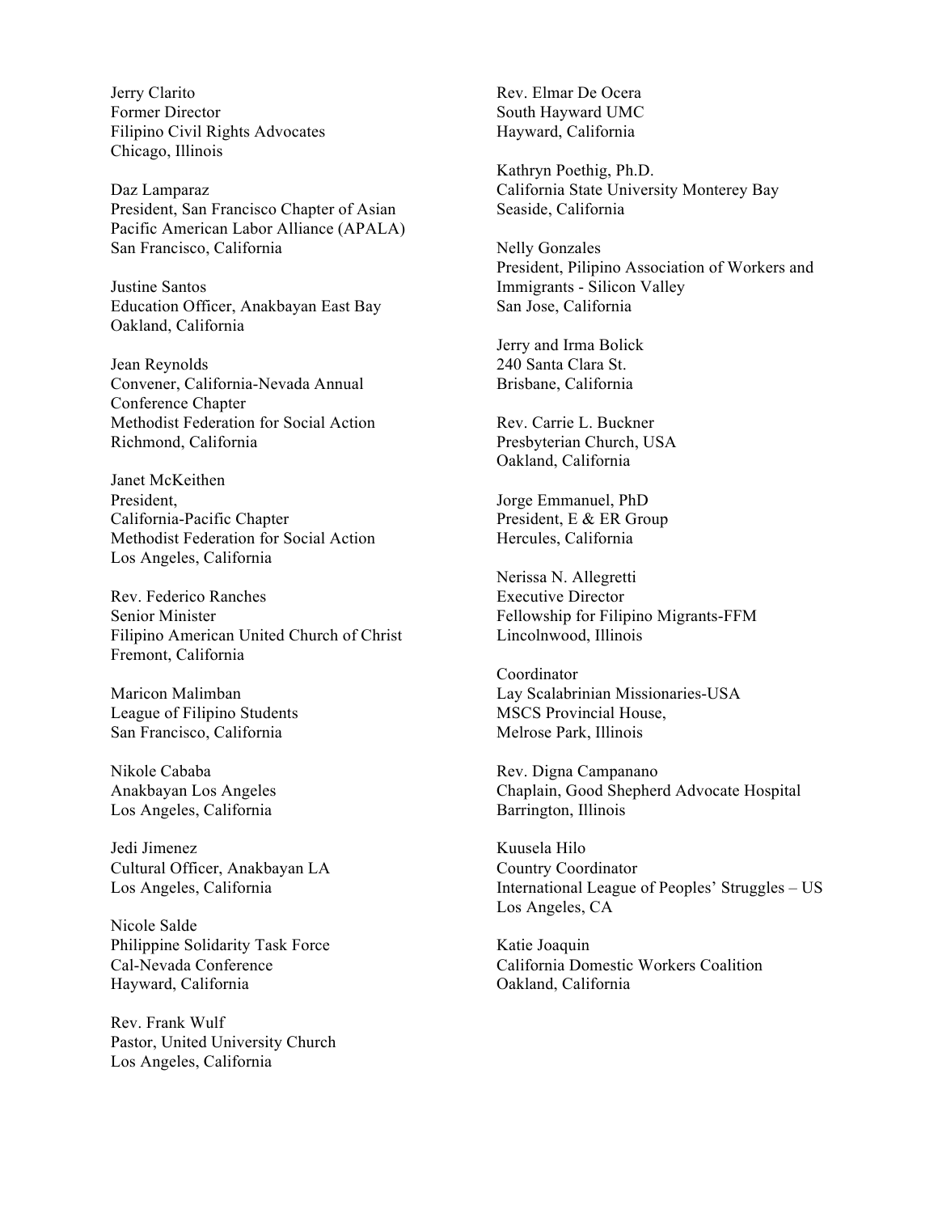Jerry Clarito
Former Director
Filipino Civil Rights Advocates
Chicago, Illinois

Daz Lamparaz
President, San Francisco Chapter of Asian Pacific American Labor Alliance (APALA)
San Francisco, California

Justine Santos
Education Officer, Anakbayan East Bay
Oakland, California

Jean Reynolds
Convener, California-Nevada Annual Conference Chapter
Methodist Federation for Social Action
Richmond, California

Janet McKeithen
President,
California-Pacific Chapter
Methodist Federation for Social Action
Los Angeles, California

Rev. Federico Ranches
Senior Minister
Filipino American United Church of Christ
Fremont, California

Maricon Malimban
League of Filipino Students
San Francisco, California

Nikole Cababa
Anakbayan Los Angeles
Los Angeles, California

Jedi Jimenez
Cultural Officer, Anakbayan LA
Los Angeles, California

Nicole Salde
Philippine Solidarity Task Force
Cal-Nevada Conference
Hayward, California

Rev. Frank Wulf
Pastor, United University Church
Los Angeles, California

Rev. Elmar De Ocera
South Hayward UMC
Hayward, California

Kathryn Poethig, Ph.D.
California State University Monterey Bay
Seaside, California

Nelly Gonzales
President, Pilipino Association of Workers and Immigrants - Silicon Valley
San Jose, California

Jerry and Irma Bolick
240 Santa Clara St.
Brisbane, California

Rev. Carrie L. Buckner
Presbyterian Church, USA
Oakland, California

Jorge Emmanuel, PhD
President, E & ER Group
Hercules, California

Nerissa N. Allegretti
Executive Director
Fellowship for Filipino Migrants-FFM
Lincolnwood, Illinois

Coordinator
Lay Scalabrinian Missionaries-USA
MSCS Provincial House,
Melrose Park, Illinois

Rev. Digna Campanano
Chaplain, Good Shepherd Advocate Hospital
Barrington, Illinois

Kuusela Hilo
Country Coordinator
International League of Peoples' Struggles – US
Los Angeles, CA

Katie Joaquin
California Domestic Workers Coalition
Oakland, California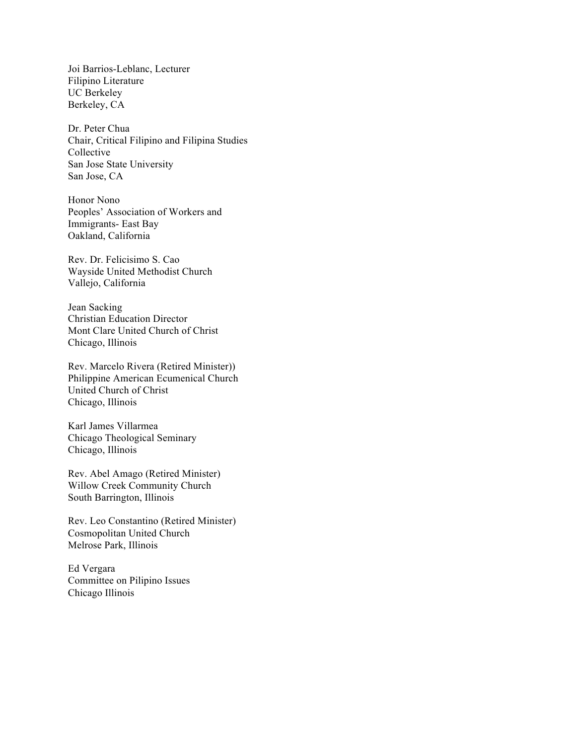Joi Barrios-Leblanc, Lecturer
Filipino Literature
UC Berkeley
Berkeley, CA

Dr. Peter Chua
Chair, Critical Filipino and Filipina Studies
Collective
San Jose State University
San Jose, CA

Honor Nono
Peoples' Association of Workers and
Immigrants- East Bay
Oakland, California

Rev. Dr. Felicisimo S. Cao
Wayside United Methodist Church
Vallejo, California

Jean Sacking
Christian Education Director
Mont Clare United Church of Christ
Chicago, Illinois

Rev. Marcelo Rivera (Retired Minister))
Philippine American Ecumenical Church
United Church of Christ
Chicago, Illinois

Karl James Villarmea
Chicago Theological Seminary
Chicago, Illinois

Rev. Abel Amago (Retired Minister)
Willow Creek Community Church
South Barrington, Illinois

Rev. Leo Constantino (Retired Minister)
Cosmopolitan United Church
Melrose Park, Illinois

Ed Vergara
Committee on Pilipino Issues
Chicago Illinois